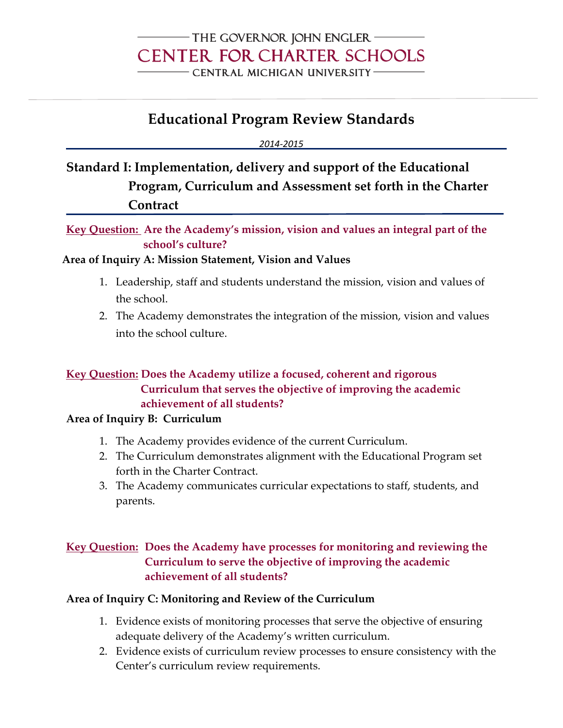THE GOVERNOR JOHN ENGLER
CENTER FOR CHARTER SCHOOLS
CENTRAL MICHIGAN UNIVERSITY

# Educational Program Review Standards

*2014-2015*

## Standard I: Implementation, delivery and support of the Educational Program, Curriculum and Assessment set forth in the Charter Contract

**Key Question: Are the Academy's mission, vision and values an integral part of the school's culture?**

### Area of Inquiry A: Mission Statement, Vision and Values

1. Leadership, staff and students understand the mission, vision and values of the school.
2. The Academy demonstrates the integration of the mission, vision and values into the school culture.

**Key Question: Does the Academy utilize a focused, coherent and rigorous Curriculum that serves the objective of improving the academic achievement of all students?**

### Area of Inquiry B: Curriculum

1. The Academy provides evidence of the current Curriculum.
2. The Curriculum demonstrates alignment with the Educational Program set forth in the Charter Contract.
3. The Academy communicates curricular expectations to staff, students, and parents.

**Key Question: Does the Academy have processes for monitoring and reviewing the Curriculum to serve the objective of improving the academic achievement of all students?**

### Area of Inquiry C: Monitoring and Review of the Curriculum

1. Evidence exists of monitoring processes that serve the objective of ensuring adequate delivery of the Academy's written curriculum.
2. Evidence exists of curriculum review processes to ensure consistency with the Center's curriculum review requirements.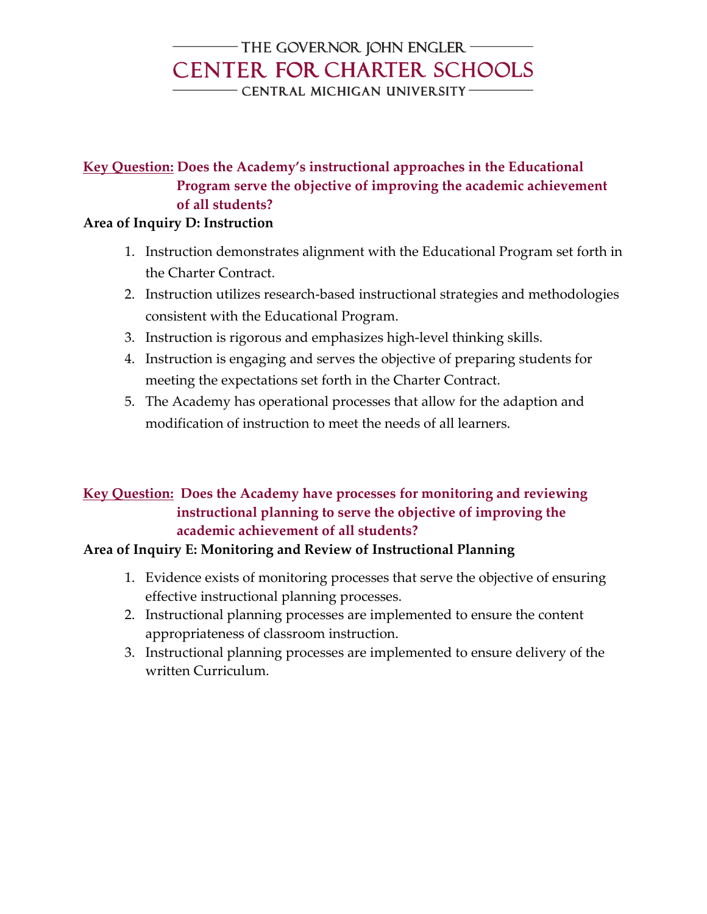**Key Question:** **Does the Academy's instructional approaches in the Educational Program serve the objective of improving the academic achievement of all students?**

**Area of Inquiry D: Instruction**

1. Instruction demonstrates alignment with the Educational Program set forth in the Charter Contract.
2. Instruction utilizes research-based instructional strategies and methodologies consistent with the Educational Program.
3. Instruction is rigorous and emphasizes high-level thinking skills.
4. Instruction is engaging and serves the objective of preparing students for meeting the expectations set forth in the Charter Contract.
5. The Academy has operational processes that allow for the adaption and modification of instruction to meet the needs of all learners.

**Key Question:** **Does the Academy have processes for monitoring and reviewing instructional planning to serve the objective of improving the academic achievement of all students?**

**Area of Inquiry E: Monitoring and Review of Instructional Planning**

1. Evidence exists of monitoring processes that serve the objective of ensuring effective instructional planning processes.
2. Instructional planning processes are implemented to ensure the content appropriateness of classroom instruction.
3. Instructional planning processes are implemented to ensure delivery of the written Curriculum.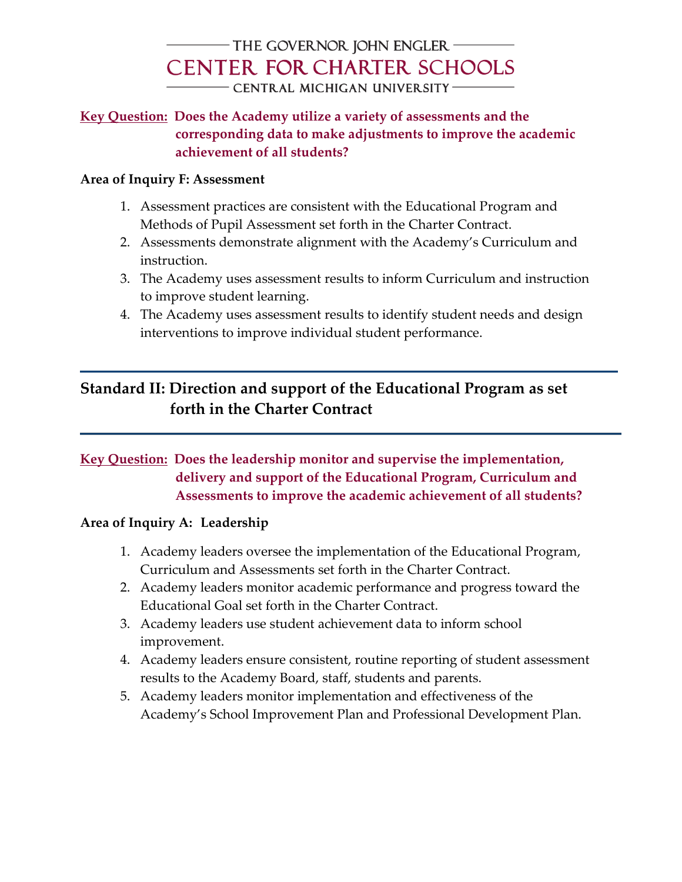**Key Question: Does the Academy utilize a variety of assessments and the corresponding data to make adjustments to improve the academic achievement of all students?**

**Area of Inquiry F: Assessment**

1. Assessment practices are consistent with the Educational Program and Methods of Pupil Assessment set forth in the Charter Contract.
2. Assessments demonstrate alignment with the Academy's Curriculum and instruction.
3. The Academy uses assessment results to inform Curriculum and instruction to improve student learning.
4. The Academy uses assessment results to identify student needs and design interventions to improve individual student performance.

## Standard II: Direction and support of the Educational Program as set forth in the Charter Contract

**Key Question: Does the leadership monitor and supervise the implementation, delivery and support of the Educational Program, Curriculum and Assessments to improve the academic achievement of all students?**

**Area of Inquiry A: Leadership**

1. Academy leaders oversee the implementation of the Educational Program, Curriculum and Assessments set forth in the Charter Contract.
2. Academy leaders monitor academic performance and progress toward the Educational Goal set forth in the Charter Contract.
3. Academy leaders use student achievement data to inform school improvement.
4. Academy leaders ensure consistent, routine reporting of student assessment results to the Academy Board, staff, students and parents.
5. Academy leaders monitor implementation and effectiveness of the Academy's School Improvement Plan and Professional Development Plan.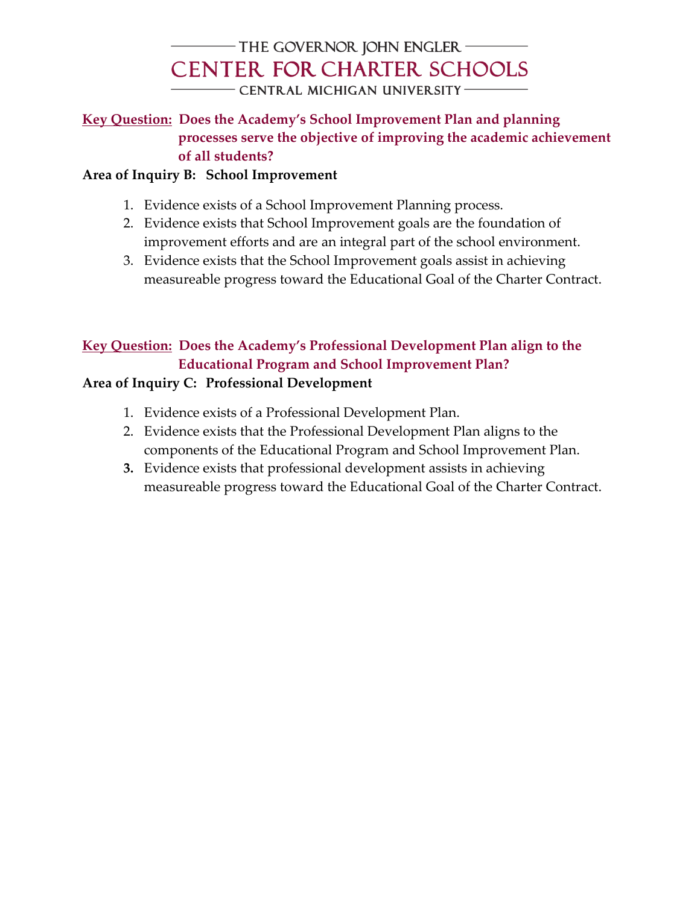THE GOVERNOR JOHN ENGLER
CENTER FOR CHARTER SCHOOLS
CENTRAL MICHIGAN UNIVERSITY

**Key Question: Does the Academy's School Improvement Plan and planning processes serve the objective of improving the academic achievement of all students?**

**Area of Inquiry B: School Improvement**

1. Evidence exists of a School Improvement Planning process.
2. Evidence exists that School Improvement goals are the foundation of improvement efforts and are an integral part of the school environment.
3. Evidence exists that the School Improvement goals assist in achieving measureable progress toward the Educational Goal of the Charter Contract.

**Key Question: Does the Academy's Professional Development Plan align to the Educational Program and School Improvement Plan?**

**Area of Inquiry C: Professional Development**

1. Evidence exists of a Professional Development Plan.
2. Evidence exists that the Professional Development Plan aligns to the components of the Educational Program and School Improvement Plan.
3. Evidence exists that professional development assists in achieving measureable progress toward the Educational Goal of the Charter Contract.